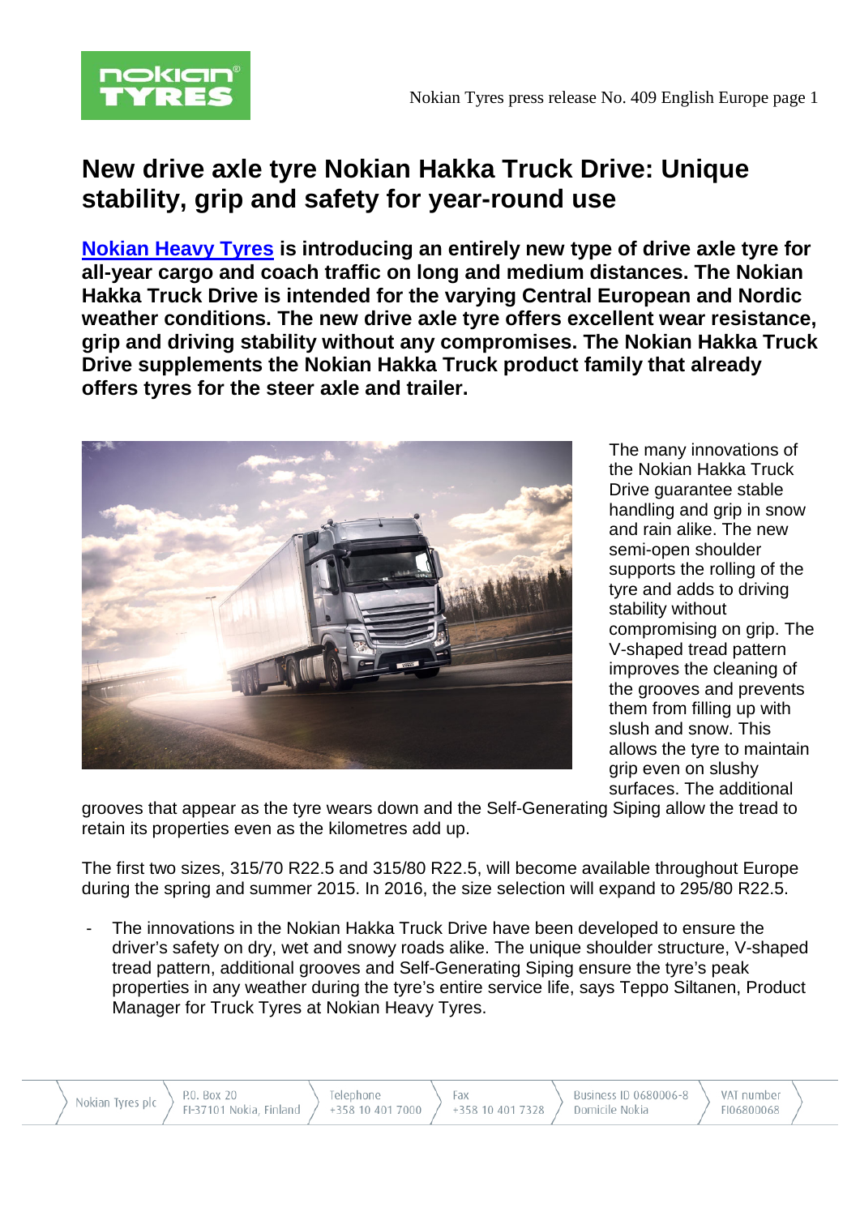# New drive axle tyre Nokian Hakka Truck Drive: Unique stability, grip and safety for year-round use

**Nokian Heavy Tyres is introducing an entirely new type of drive axle tyre for all-year cargo and coach traffic on long and medium distances. The Nokian Hakka Truck Drive is intended for the varying Central European and Nordic weather conditions. The new drive axle tyre offers excellent wear resistance, grip and driving stability without any compromises. The Nokian Hakka Truck Drive supplements the Nokian Hakka Truck product family that already offers tyres for the steer axle and trailer.**

The many innovations of the Nokian Hakka Truck Drive guarantee stable handling and grip in snow and rain alike. The new semi-open shoulder supports the rolling of the tyre and adds to driving stability without compromising on grip. The V-shaped tread pattern improves the cleaning of the grooves and prevents them from filling up with slush and snow. This allows the tyre to maintain grip even on slushy surfaces. The additional grooves that appear as the tyre wears down and the Self-Generating Siping allow the tread to retain its properties even as the kilometres add up.

The first two sizes, 315/70 R22.5 and 315/80 R22.5, will become available throughout Europe during the spring and summer 2015. In 2016, the size selection will expand to 295/80 R22.5.

- The innovations in the Nokian Hakka Truck Drive have been developed to ensure the driver's safety on dry, wet and snowy roads alike. The unique shoulder structure, V-shaped tread pattern, additional grooves and Self-Generating Siping ensure the tyre's peak properties in any weather during the tyre's entire service life, says Teppo Siltanen, Product Manager for Truck Tyres at Nokian Heavy Tyres.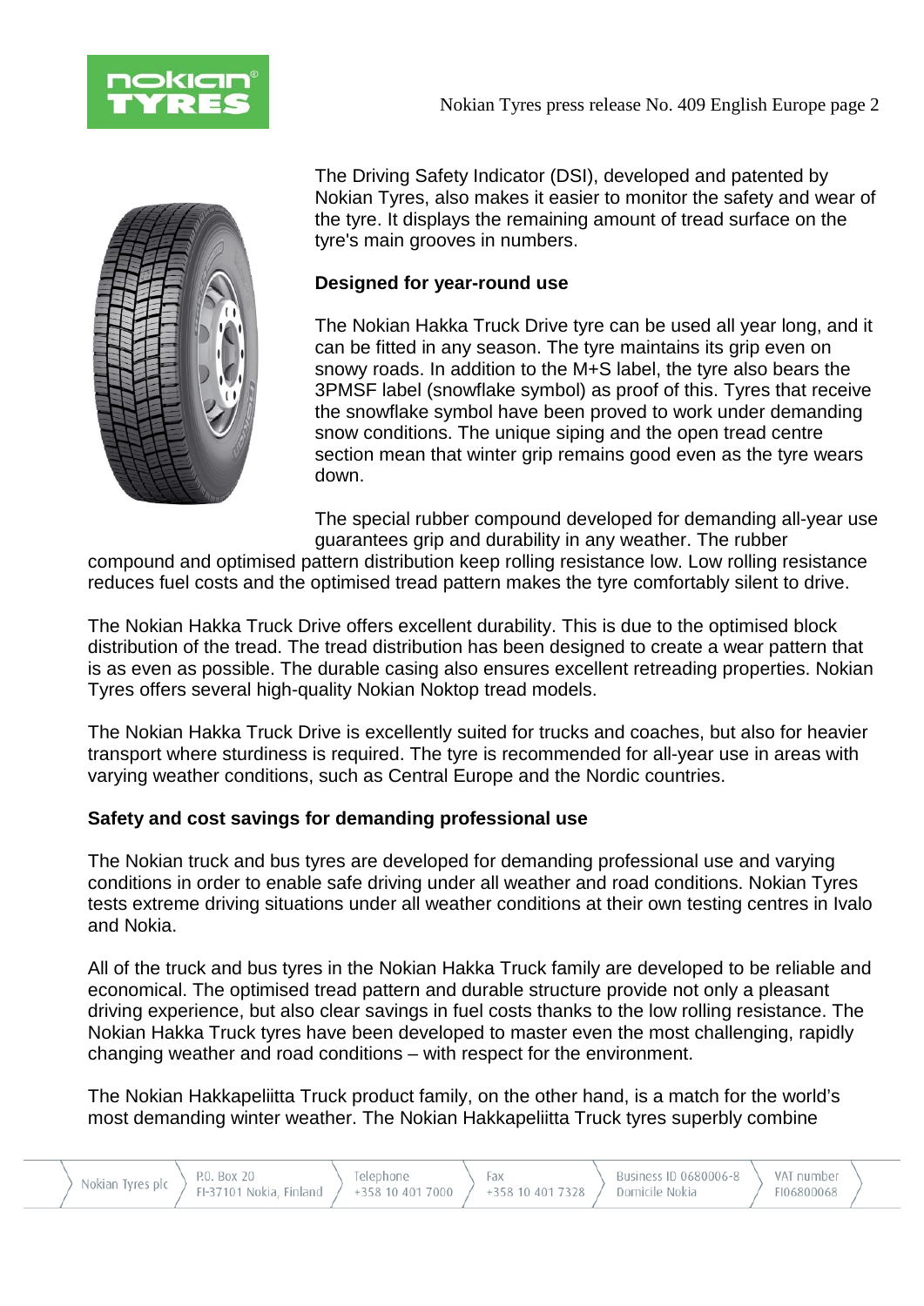The Driving Safety Indicator (DSI), developed and patented by Nokian Tyres, also makes it easier to monitor the safety and wear of the tyre. It displays the remaining amount of tread surface on the tyre's main grooves in numbers.

**Designed for year-round use**

The Nokian Hakka Truck Drive tyre can be used all year long, and it can be fitted in any season. The tyre maintains its grip even on snowy roads. In addition to the M+S label, the tyre also bears the 3PMSF label (snowflake symbol) as proof of this. Tyres that receive the snowflake symbol have been proved to work under demanding snow conditions. The unique siping and the open tread centre section mean that winter grip remains good even as the tyre wears down.

The special rubber compound developed for demanding all-year use guarantees grip and durability in any weather. The rubber compound and optimised pattern distribution keep rolling resistance low. Low rolling resistance reduces fuel costs and the optimised tread pattern makes the tyre comfortably silent to drive.

The Nokian Hakka Truck Drive offers excellent durability. This is due to the optimised block distribution of the tread. The tread distribution has been designed to create a wear pattern that is as even as possible. The durable casing also ensures excellent retreading properties. Nokian Tyres offers several high-quality Nokian Noktop tread models.

The Nokian Hakka Truck Drive is excellently suited for trucks and coaches, but also for heavier transport where sturdiness is required. The tyre is recommended for all-year use in areas with varying weather conditions, such as Central Europe and the Nordic countries.

**Safety and cost savings for demanding professional use**

The Nokian truck and bus tyres are developed for demanding professional use and varying conditions in order to enable safe driving under all weather and road conditions. Nokian Tyres tests extreme driving situations under all weather conditions at their own testing centres in Ivalo and Nokia.

All of the truck and bus tyres in the Nokian Hakka Truck family are developed to be reliable and economical. The optimised tread pattern and durable structure provide not only a pleasant driving experience, but also clear savings in fuel costs thanks to the low rolling resistance. The Nokian Hakka Truck tyres have been developed to master even the most challenging, rapidly changing weather and road conditions – with respect for the environment.

The Nokian Hakkapeliitta Truck product family, on the other hand, is a match for the world's most demanding winter weather. The Nokian Hakkapeliitta Truck tyres superbly combine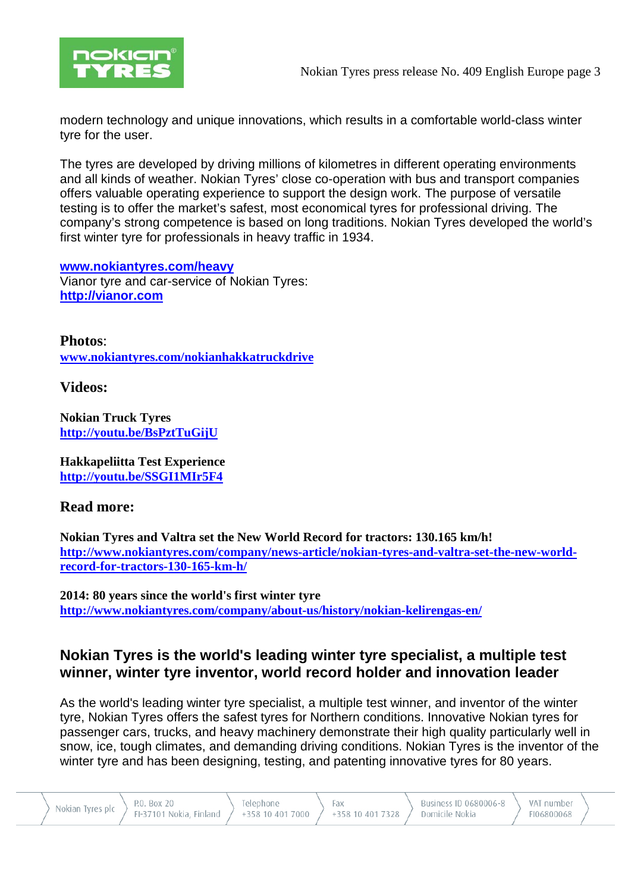modern technology and unique innovations, which results in a comfortable world-class winter tyre for the user.

The tyres are developed by driving millions of kilometres in different operating environments and all kinds of weather. Nokian Tyres' close co-operation with bus and transport companies offers valuable operating experience to support the design work. The purpose of versatile testing is to offer the market's safest, most economical tyres for professional driving. The company's strong competence is based on long traditions. Nokian Tyres developed the world's first winter tyre for professionals in heavy traffic in 1934.

**www.nokiantyres.com/heavy**
Vianor tyre and car-service of Nokian Tyres:
**http://vianor.com**

**Photos**:
**www.nokiantyres.com/nokianhakkatruckdrive**

### Videos:

**Nokian Truck Tyres**
**http://youtu.be/BsPztTuGijU**

**Hakkapeliitta Test Experience**
**http://youtu.be/SSGI1MIr5F4**

### Read more:

**Nokian Tyres and Valtra set the New World Record for tractors: 130.165 km/h!**
**http://www.nokiantyres.com/company/news-article/nokian-tyres-and-valtra-set-the-new-world-record-for-tractors-130-165-km-h/**

**2014: 80 years since the world's first winter tyre**
**http://www.nokiantyres.com/company/about-us/history/nokian-kelirengas-en/**

## Nokian Tyres is the world's leading winter tyre specialist, a multiple test winner, winter tyre inventor, world record holder and innovation leader

As the world's leading winter tyre specialist, a multiple test winner, and inventor of the winter tyre, Nokian Tyres offers the safest tyres for Northern conditions. Innovative Nokian tyres for passenger cars, trucks, and heavy machinery demonstrate their high quality particularly well in snow, ice, tough climates, and demanding driving conditions. Nokian Tyres is the inventor of the winter tyre and has been designing, testing, and patenting innovative tyres for 80 years.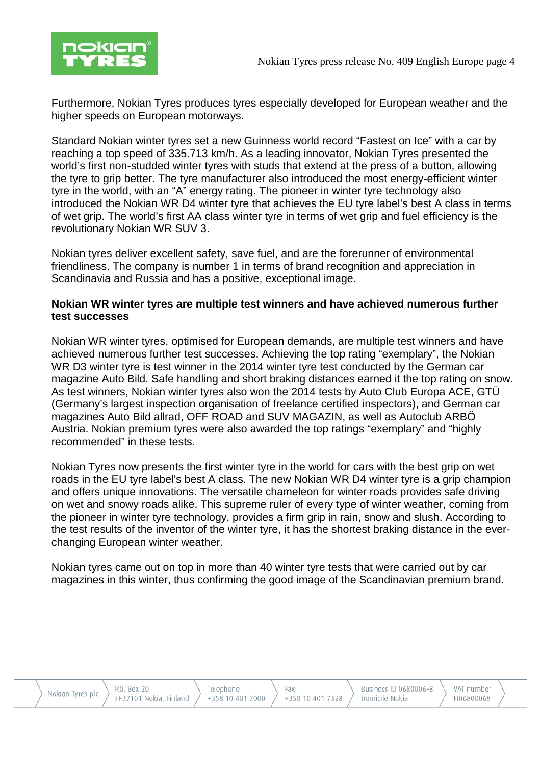Furthermore, Nokian Tyres produces tyres especially developed for European weather and the higher speeds on European motorways.

Standard Nokian winter tyres set a new Guinness world record "Fastest on Ice" with a car by reaching a top speed of 335.713 km/h. As a leading innovator, Nokian Tyres presented the world's first non-studded winter tyres with studs that extend at the press of a button, allowing the tyre to grip better. The tyre manufacturer also introduced the most energy-efficient winter tyre in the world, with an "A" energy rating. The pioneer in winter tyre technology also introduced the Nokian WR D4 winter tyre that achieves the EU tyre label's best A class in terms of wet grip. The world's first AA class winter tyre in terms of wet grip and fuel efficiency is the revolutionary Nokian WR SUV 3.

Nokian tyres deliver excellent safety, save fuel, and are the forerunner of environmental friendliness. The company is number 1 in terms of brand recognition and appreciation in Scandinavia and Russia and has a positive, exceptional image.

**Nokian WR winter tyres are multiple test winners and have achieved numerous further test successes**

Nokian WR winter tyres, optimised for European demands, are multiple test winners and have achieved numerous further test successes. Achieving the top rating "exemplary", the Nokian WR D3 winter tyre is test winner in the 2014 winter tyre test conducted by the German car magazine Auto Bild. Safe handling and short braking distances earned it the top rating on snow. As test winners, Nokian winter tyres also won the 2014 tests by Auto Club Europa ACE, GTÜ (Germany's largest inspection organisation of freelance certified inspectors), and German car magazines Auto Bild allrad, OFF ROAD and SUV MAGAZIN, as well as Autoclub ARBÖ Austria. Nokian premium tyres were also awarded the top ratings "exemplary" and "highly recommended" in these tests.

Nokian Tyres now presents the first winter tyre in the world for cars with the best grip on wet roads in the EU tyre label's best A class. The new Nokian WR D4 winter tyre is a grip champion and offers unique innovations. The versatile chameleon for winter roads provides safe driving on wet and snowy roads alike. This supreme ruler of every type of winter weather, coming from the pioneer in winter tyre technology, provides a firm grip in rain, snow and slush. According to the test results of the inventor of the winter tyre, it has the shortest braking distance in the ever-changing European winter weather.

Nokian tyres came out on top in more than 40 winter tyre tests that were carried out by car magazines in this winter, thus confirming the good image of the Scandinavian premium brand.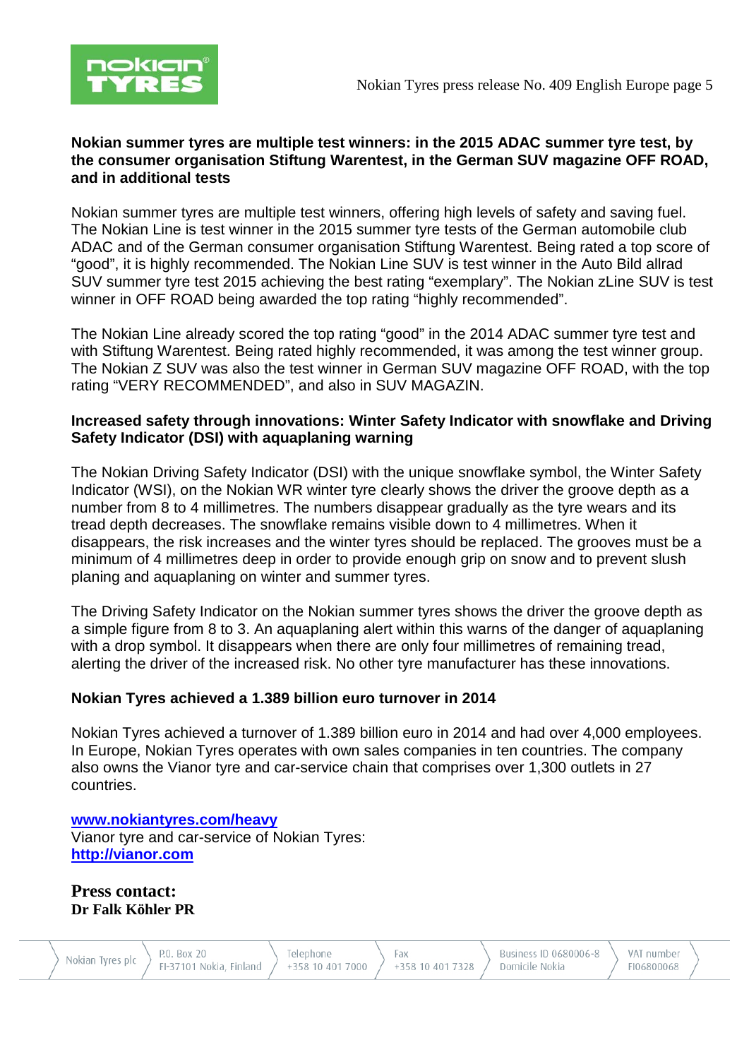**Nokian summer tyres are multiple test winners: in the 2015 ADAC summer tyre test, by the consumer organisation Stiftung Warentest, in the German SUV magazine OFF ROAD, and in additional tests**

Nokian summer tyres are multiple test winners, offering high levels of safety and saving fuel. The Nokian Line is test winner in the 2015 summer tyre tests of the German automobile club ADAC and of the German consumer organisation Stiftung Warentest. Being rated a top score of "good", it is highly recommended. The Nokian Line SUV is test winner in the Auto Bild allrad SUV summer tyre test 2015 achieving the best rating "exemplary". The Nokian zLine SUV is test winner in OFF ROAD being awarded the top rating "highly recommended".

The Nokian Line already scored the top rating "good" in the 2014 ADAC summer tyre test and with Stiftung Warentest. Being rated highly recommended, it was among the test winner group. The Nokian Z SUV was also the test winner in German SUV magazine OFF ROAD, with the top rating "VERY RECOMMENDED", and also in SUV MAGAZIN.

**Increased safety through innovations: Winter Safety Indicator with snowflake and Driving Safety Indicator (DSI) with aquaplaning warning**

The Nokian Driving Safety Indicator (DSI) with the unique snowflake symbol, the Winter Safety Indicator (WSI), on the Nokian WR winter tyre clearly shows the driver the groove depth as a number from 8 to 4 millimetres. The numbers disappear gradually as the tyre wears and its tread depth decreases. The snowflake remains visible down to 4 millimetres. When it disappears, the risk increases and the winter tyres should be replaced. The grooves must be a minimum of 4 millimetres deep in order to provide enough grip on snow and to prevent slush planing and aquaplaning on winter and summer tyres.

The Driving Safety Indicator on the Nokian summer tyres shows the driver the groove depth as a simple figure from 8 to 3. An aquaplaning alert within this warns of the danger of aquaplaning with a drop symbol. It disappears when there are only four millimetres of remaining tread, alerting the driver of the increased risk. No other tyre manufacturer has these innovations.

**Nokian Tyres achieved a 1.389 billion euro turnover in 2014**

Nokian Tyres achieved a turnover of 1.389 billion euro in 2014 and had over 4,000 employees. In Europe, Nokian Tyres operates with own sales companies in ten countries. The company also owns the Vianor tyre and car-service chain that comprises over 1,300 outlets in 27 countries.

**[www.nokiantyres.com/heavy](www.nokiantyres.com/heavy)**
Vianor tyre and car-service of Nokian Tyres:
**[http://vianor.com](http://vianor.com)**

**Press contact:**
**Dr Falk Köhler PR**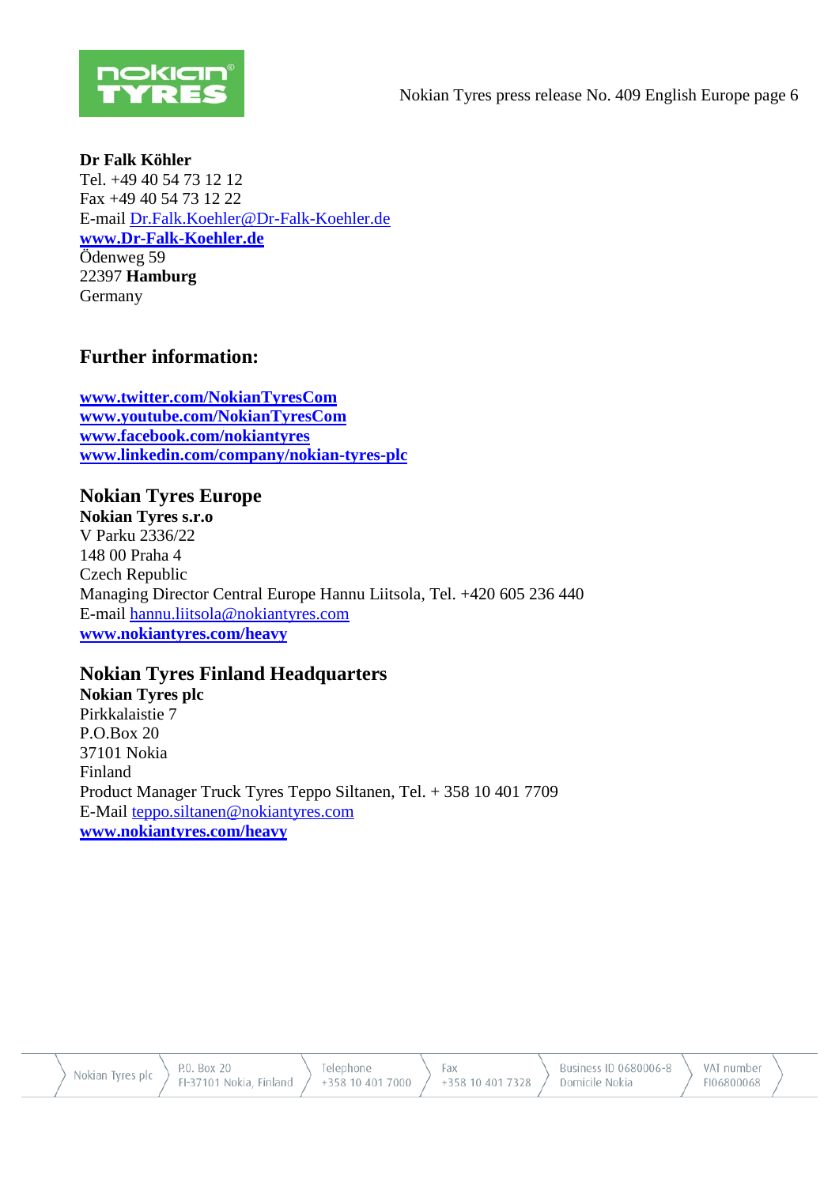**Dr Falk Köhler**
Tel. +49 40 54 73 12 12
Fax +49 40 54 73 12 22
E-mail Dr.Falk.Koehler@Dr-Falk-Koehler.de
**www.Dr-Falk-Koehler.de**
Ödenweg 59
22397 **Hamburg**
Germany

## Further information:

**www.twitter.com/NokianTyresCom**
**www.youtube.com/NokianTyresCom**
**www.facebook.com/nokiantyres**
**www.linkedin.com/company/nokian-tyres-plc**

## Nokian Tyres Europe

**Nokian Tyres s.r.o**
V Parku 2336/22
148 00 Praha 4
Czech Republic
Managing Director Central Europe Hannu Liitsola, Tel. +420 605 236 440
E-mail hannu.liitsola@nokiantyres.com
**www.nokiantyres.com/heavy**

## Nokian Tyres Finland Headquarters

**Nokian Tyres plc**
Pirkkalaistie 7
P.O.Box 20
37101 Nokia
Finland
Product Manager Truck Tyres Teppo Siltanen, Tel. + 358 10 401 7709
E-Mail teppo.siltanen@nokiantyres.com
**www.nokiantyres.com/heavy**